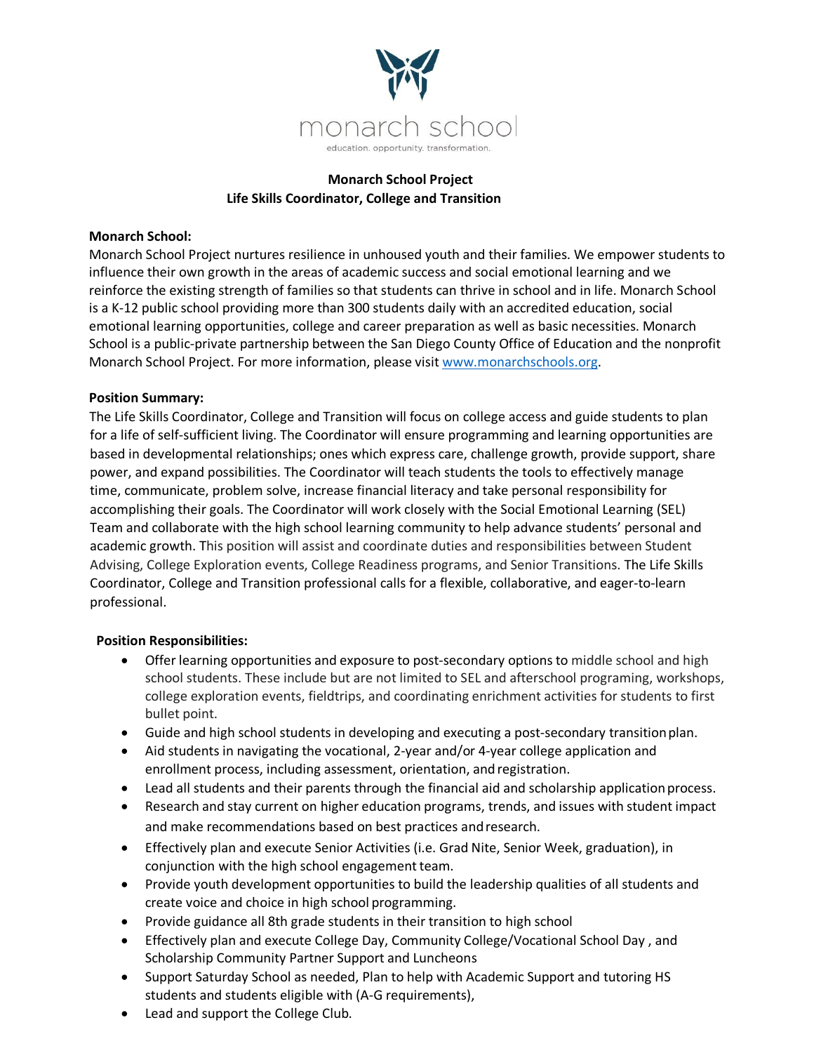monarch school

education. opportunity. transformation.

**Monarch School Project**
**Life Skills Coordinator, College and Transition**

**Monarch School:**
Monarch School Project nurtures resilience in unhoused youth and their families. We empower students to influence their own growth in the areas of academic success and social emotional learning and we reinforce the existing strength of families so that students can thrive in school and in life. Monarch School is a K-12 public school providing more than 300 students daily with an accredited education, social emotional learning opportunities, college and career preparation as well as basic necessities. Monarch School is a public-private partnership between the San Diego County Office of Education and the nonprofit Monarch School Project. For more information, please visit [www.monarchschools.org](www.monarchschools.org).

**Position Summary:**
The Life Skills Coordinator, College and Transition will focus on college access and guide students to plan for a life of self-sufficient living. The Coordinator will ensure programming and learning opportunities are based in developmental relationships; ones which express care, challenge growth, provide support, share power, and expand possibilities. The Coordinator will teach students the tools to effectively manage time, communicate, problem solve, increase financial literacy and take personal responsibility for accomplishing their goals. The Coordinator will work closely with the Social Emotional Learning (SEL) Team and collaborate with the high school learning community to help advance students' personal and academic growth. This position will assist and coordinate duties and responsibilities between Student Advising, College Exploration events, College Readiness programs, and Senior Transitions. The Life Skills Coordinator, College and Transition professional calls for a flexible, collaborative, and eager-to-learn professional.

**Position Responsibilities:**

- Offer learning opportunities and exposure to post-secondary options to middle school and high school students. These include but are not limited to SEL and afterschool programing, workshops, college exploration events, fieldtrips, and coordinating enrichment activities for students to first bullet point.
- Guide and high school students in developing and executing a post-secondary transition plan.
- Aid students in navigating the vocational, 2-year and/or 4-year college application and enrollment process, including assessment, orientation, and registration.
- Lead all students and their parents through the financial aid and scholarship application process.
- Research and stay current on higher education programs, trends, and issues with student impact and make recommendations based on best practices and research.
- Effectively plan and execute Senior Activities (i.e. Grad Nite, Senior Week, graduation), in conjunction with the high school engagement team.
- Provide youth development opportunities to build the leadership qualities of all students and create voice and choice in high school programming.
- Provide guidance all 8th grade students in their transition to high school
- Effectively plan and execute College Day, Community College/Vocational School Day , and Scholarship Community Partner Support and Luncheons
- Support Saturday School as needed, Plan to help with Academic Support and tutoring HS students and students eligible with (A-G requirements),
- Lead and support the College Club.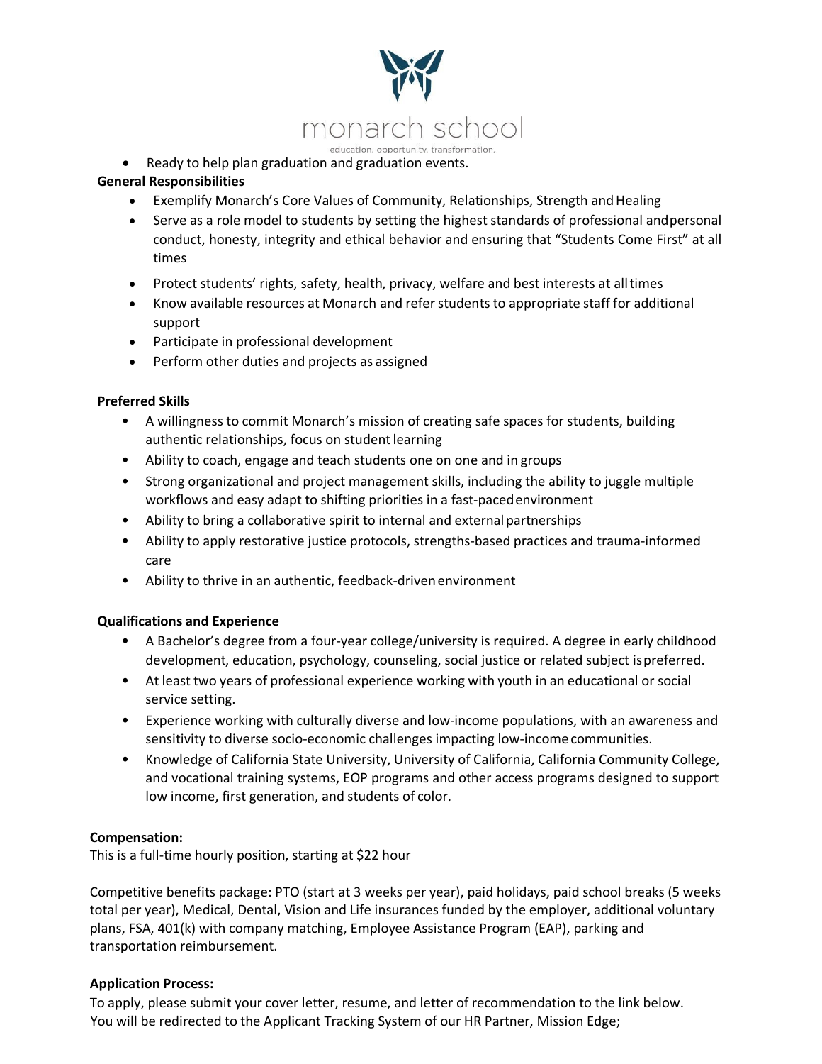- Ready to help plan graduation and graduation events.

**General Responsibilities**

- Exemplify Monarch's Core Values of Community, Relationships, Strength and Healing
- Serve as a role model to students by setting the highest standards of professional and personal conduct, honesty, integrity and ethical behavior and ensuring that "Students Come First" at all times
- Protect students' rights, safety, health, privacy, welfare and best interests at all times
- Know available resources at Monarch and refer students to appropriate staff for additional support
- Participate in professional development
- Perform other duties and projects as assigned

**Preferred Skills**

- A willingness to commit Monarch's mission of creating safe spaces for students, building authentic relationships, focus on student learning
- Ability to coach, engage and teach students one on one and in groups
- Strong organizational and project management skills, including the ability to juggle multiple workflows and easy adapt to shifting priorities in a fast-paced environment
- Ability to bring a collaborative spirit to internal and external partnerships
- Ability to apply restorative justice protocols, strengths-based practices and trauma-informed care
- Ability to thrive in an authentic, feedback-driven environment

**Qualifications and Experience**

- A Bachelor's degree from a four-year college/university is required. A degree in early childhood development, education, psychology, counseling, social justice or related subject is preferred.
- At least two years of professional experience working with youth in an educational or social service setting.
- Experience working with culturally diverse and low-income populations, with an awareness and sensitivity to diverse socio-economic challenges impacting low-income communities.
- Knowledge of California State University, University of California, California Community College, and vocational training systems, EOP programs and other access programs designed to support low income, first generation, and students of color.

**Compensation:**

This is a full-time hourly position, starting at $22 hour

Competitive benefits package: PTO (start at 3 weeks per year), paid holidays, paid school breaks (5 weeks total per year), Medical, Dental, Vision and Life insurances funded by the employer, additional voluntary plans, FSA, 401(k) with company matching, Employee Assistance Program (EAP), parking and transportation reimbursement.

**Application Process:**

To apply, please submit your cover letter, resume, and letter of recommendation to the link below. You will be redirected to the Applicant Tracking System of our HR Partner, Mission Edge;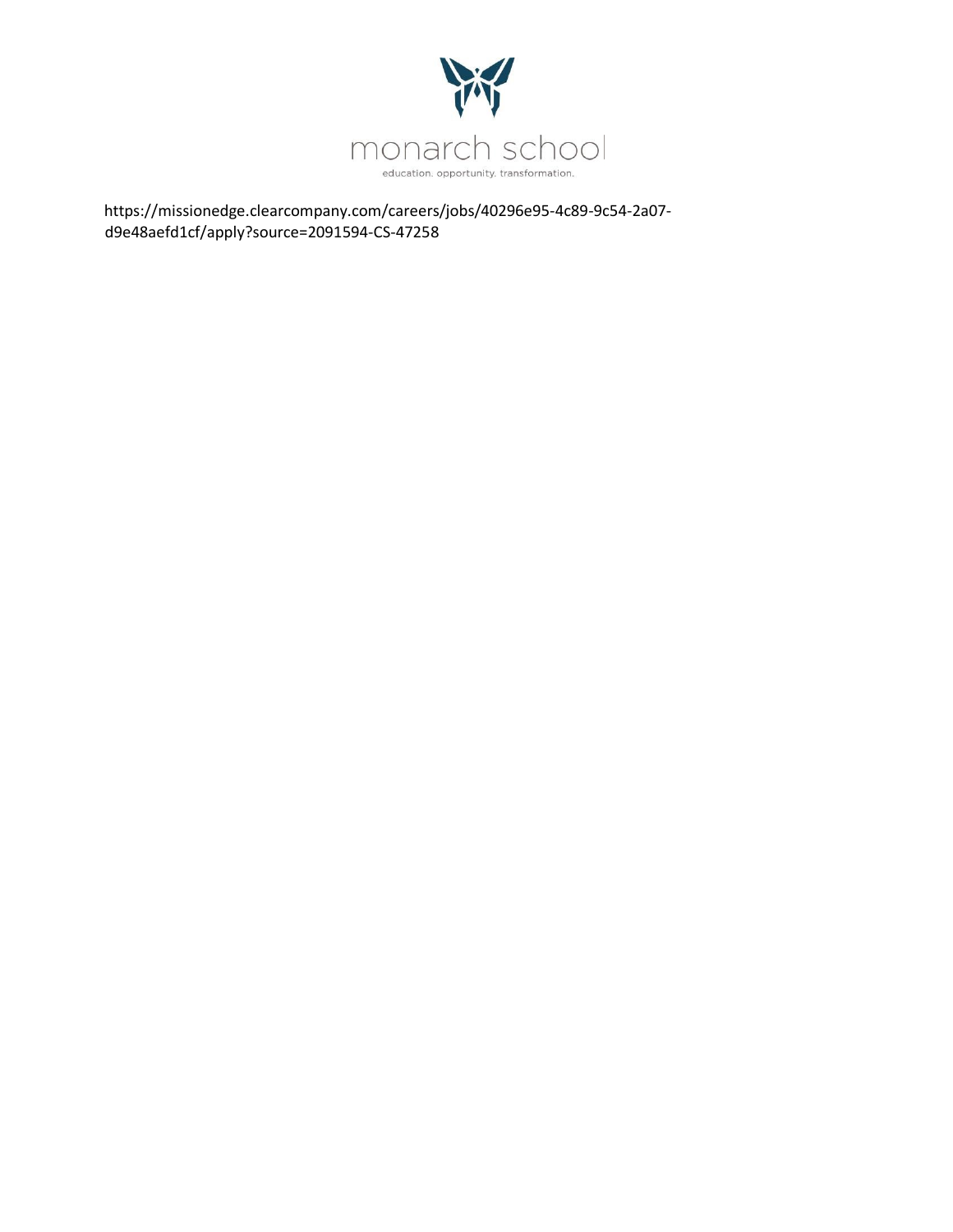monarch school

education. opportunity. transformation.

https://missionedge.clearcompany.com/careers/jobs/40296e95-4c89-9c54-2a07-d9e48aefd1cf/apply?source=2091594-CS-47258